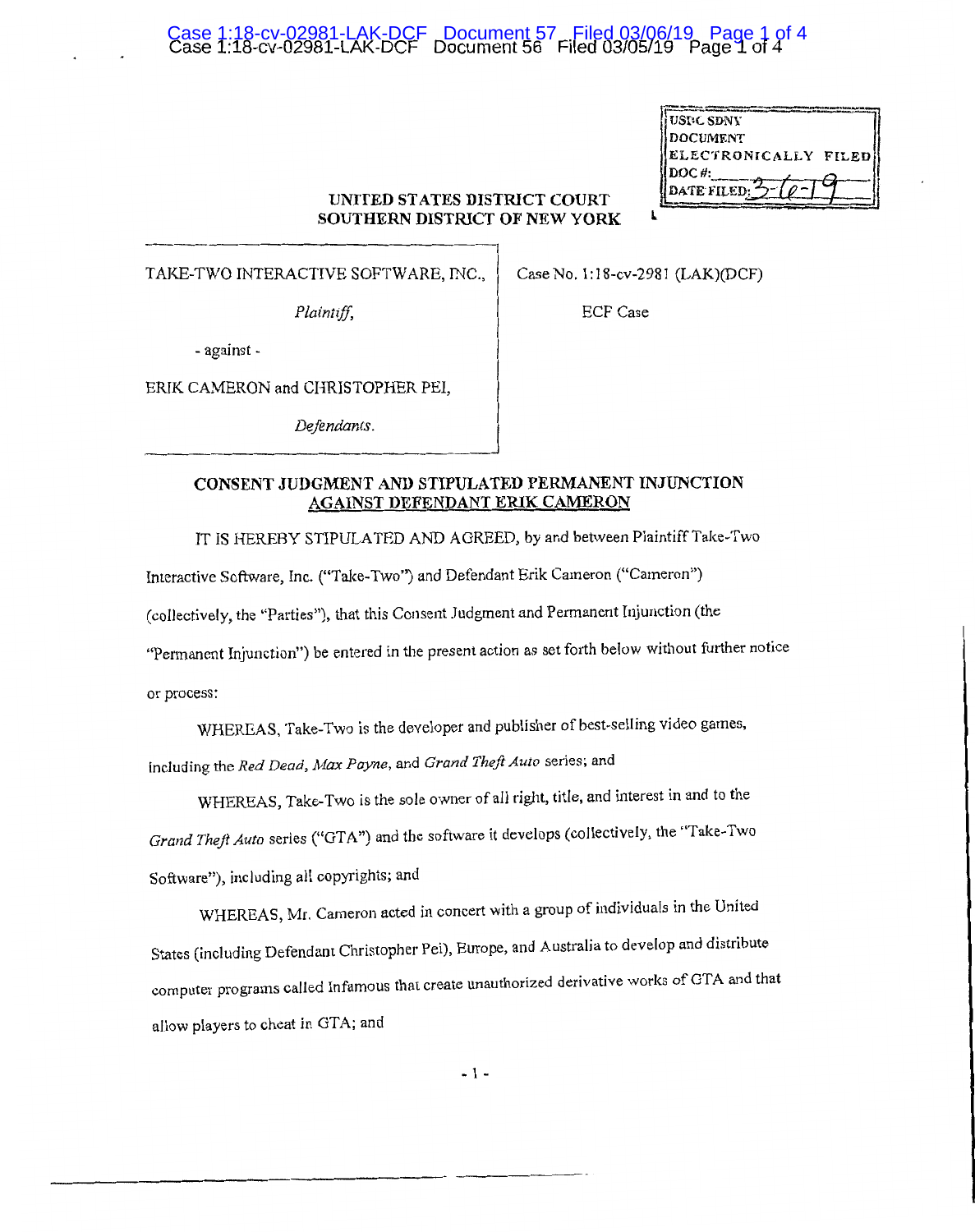USDC SDNY
DOCUMENT
ELECTRONICALLY FILED
DOC #:
DATE FILED: 3-6-19

**UNITED STATES DISTRICT COURT**
**SOUTHERN DISTRICT OF NEW YORK**

TAKE-TWO INTERACTIVE SOFTWARE, INC.,

*Plaintiff,*

- against -

ERIK CAMERON and CHRISTOPHER PEI,

*Defendants.*

Case No. 1:18-cv-2981 (LAK)(DCF)

ECF Case

## CONSENT JUDGMENT AND STIPULATED PERMANENT INJUNCTION AGAINST DEFENDANT ERIK CAMERON

IT IS HEREBY STIPULATED AND AGREED, by and between Plaintiff Take-Two Interactive Software, Inc. ("Take-Two") and Defendant Erik Cameron ("Cameron") (collectively, the "Parties"), that this Consent Judgment and Permanent Injunction (the "Permanent Injunction") be entered in the present action as set forth below without further notice or process:

WHEREAS, Take-Two is the developer and publisher of best-selling video games, including the *Red Dead*, *Max Payne*, and *Grand Theft Auto* series; and

WHEREAS, Take-Two is the sole owner of all right, title, and interest in and to the *Grand Theft Auto* series ("GTA") and the software it develops (collectively, the "Take-Two Software"), including all copyrights; and

WHEREAS, Mr. Cameron acted in concert with a group of individuals in the United States (including Defendant Christopher Pei), Europe, and Australia to develop and distribute computer programs called Infamous that create unauthorized derivative works of GTA and that allow players to cheat in GTA; and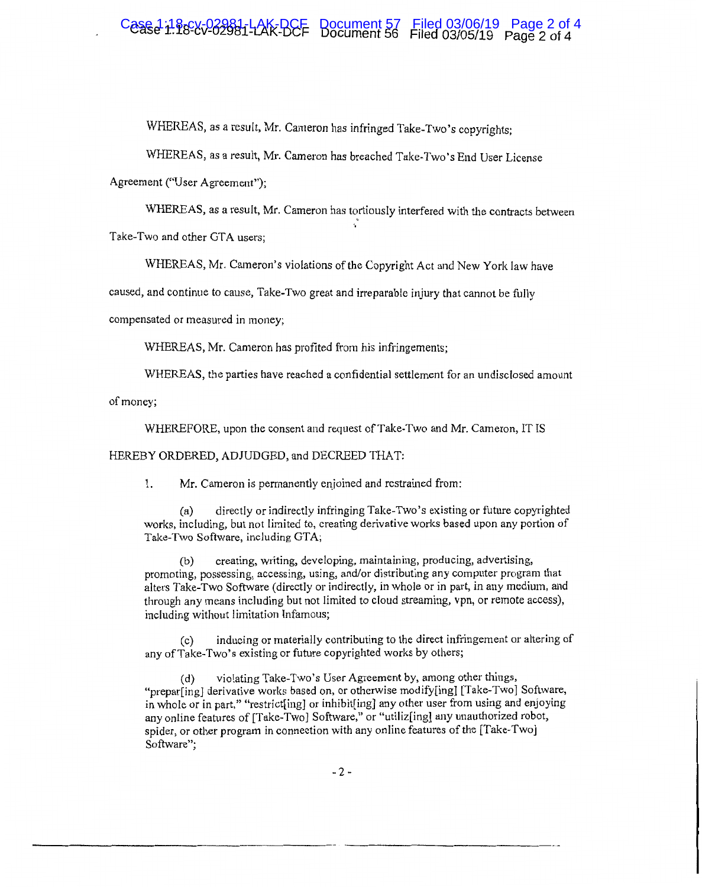WHEREAS, as a result, Mr. Cameron has infringed Take-Two's copyrights;

WHEREAS, as a result, Mr. Cameron has breached Take-Two's End User License Agreement ("User Agreement");

WHEREAS, as a result, Mr. Cameron has tortiously interfered with the contracts between Take-Two and other GTA users;

WHEREAS, Mr. Cameron's violations of the Copyright Act and New York law have caused, and continue to cause, Take-Two great and irreparable injury that cannot be fully compensated or measured in money;

WHEREAS, Mr. Cameron has profited from his infringements;

WHEREAS, the parties have reached a confidential settlement for an undisclosed amount of money;

WHEREFORE, upon the consent and request of Take-Two and Mr. Cameron, IT IS HEREBY ORDERED, ADJUDGED, and DECREED THAT:

1. Mr. Cameron is permanently enjoined and restrained from:

   (a) directly or indirectly infringing Take-Two's existing or future copyrighted works, including, but not limited to, creating derivative works based upon any portion of Take-Two Software, including GTA;

   (b) creating, writing, developing, maintaining, producing, advertising, promoting, possessing, accessing, using, and/or distributing any computer program that alters Take-Two Software (directly or indirectly, in whole or in part, in any medium, and through any means including but not limited to cloud streaming, vpn, or remote access), including without limitation Infamous;

   (c) inducing or materially contributing to the direct infringement or altering of any of Take-Two's existing or future copyrighted works by others;

   (d) violating Take-Two's User Agreement by, among other things, "prepar[ing] derivative works based on, or otherwise modify[ing] [Take-Two] Software, in whole or in part," "restrict[ing] or inhibit[ing] any other user from using and enjoying any online features of [Take-Two] Software," or "utiliz[ing] any unauthorized robot, spider, or other program in connection with any online features of the [Take-Two] Software";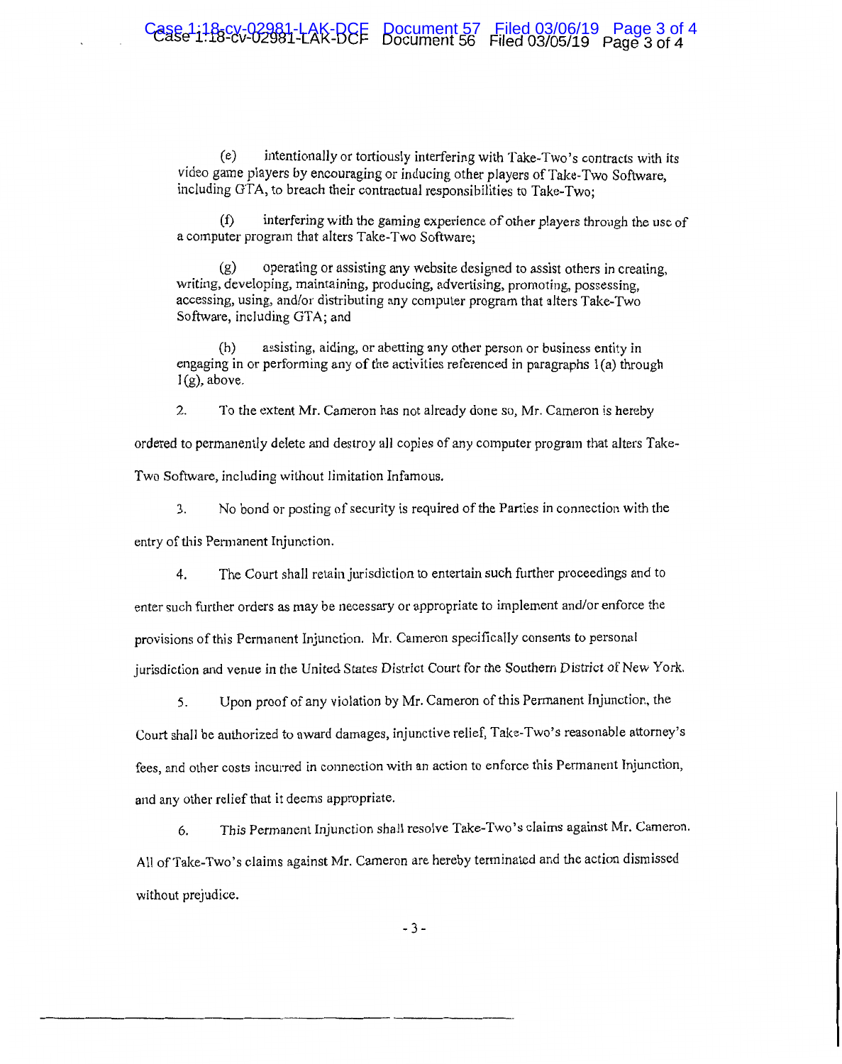(e) intentionally or tortiously interfering with Take-Two's contracts with its video game players by encouraging or inducing other players of Take-Two Software, including GTA, to breach their contractual responsibilities to Take-Two;

(f) interfering with the gaming experience of other players through the use of a computer program that alters Take-Two Software;

(g) operating or assisting any website designed to assist others in creating, writing, developing, maintaining, producing, advertising, promoting, possessing, accessing, using, and/or distributing any computer program that alters Take-Two Software, including GTA; and

(h) assisting, aiding, or abetting any other person or business entity in engaging in or performing any of the activities referenced in paragraphs 1(a) through 1(g), above.

2. To the extent Mr. Cameron has not already done so, Mr. Cameron is hereby ordered to permanently delete and destroy all copies of any computer program that alters Take-Two Software, including without limitation Infamous.

3. No bond or posting of security is required of the Parties in connection with the entry of this Permanent Injunction.

4. The Court shall retain jurisdiction to entertain such further proceedings and to enter such further orders as may be necessary or appropriate to implement and/or enforce the provisions of this Permanent Injunction. Mr. Cameron specifically consents to personal jurisdiction and venue in the United States District Court for the Southern District of New York.

5. Upon proof of any violation by Mr. Cameron of this Permanent Injunction, the Court shall be authorized to award damages, injunctive relief, Take-Two's reasonable attorney's fees, and other costs incurred in connection with an action to enforce this Permanent Injunction, and any other relief that it deems appropriate.

6. This Permanent Injunction shall resolve Take-Two's claims against Mr. Cameron. All of Take-Two's claims against Mr. Cameron are hereby terminated and the action dismissed without prejudice.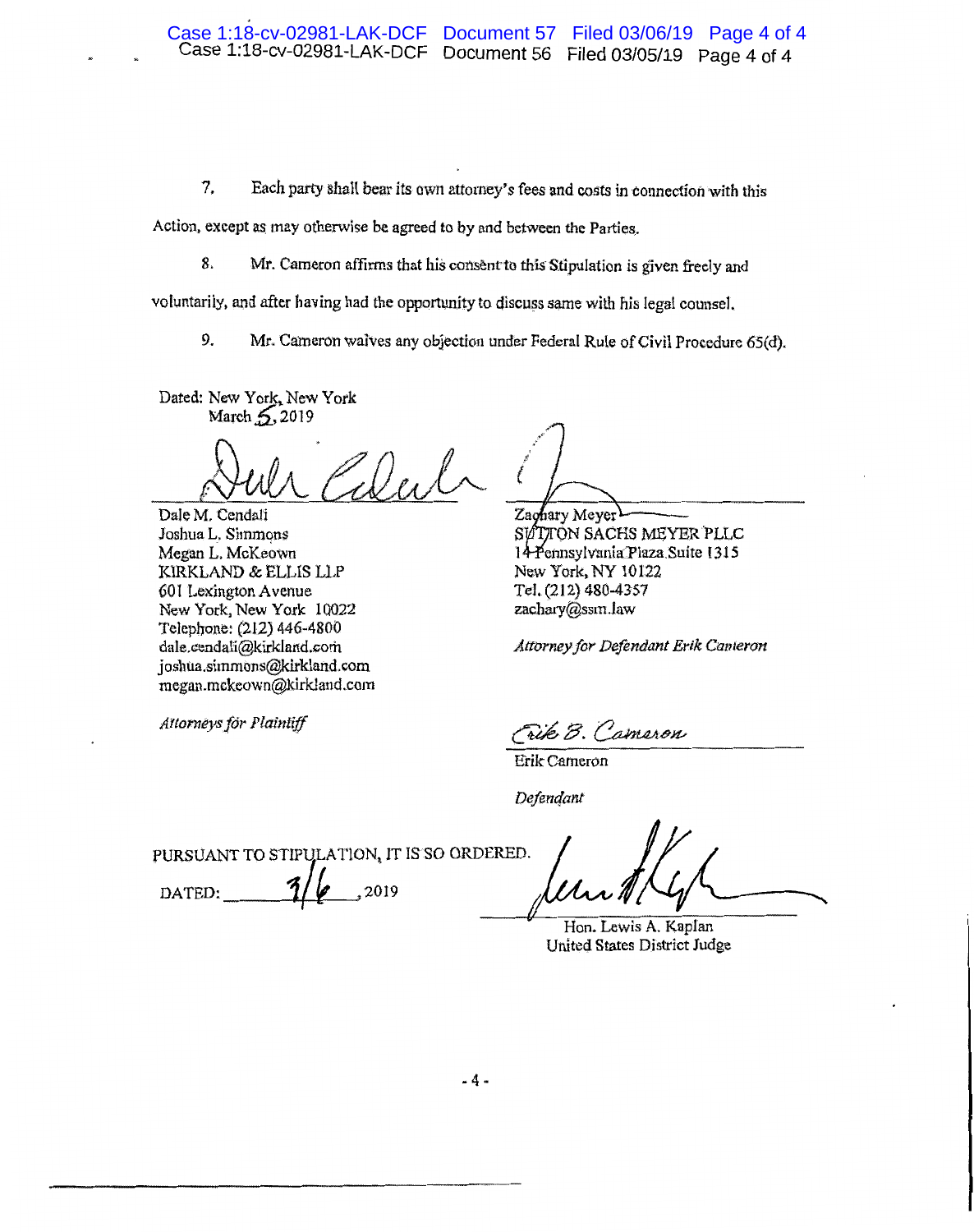7. Each party shall bear its own attorney's fees and costs in connection with this Action, except as may otherwise be agreed to by and between the Parties.

8. Mr. Cameron affirms that his consent to this Stipulation is given freely and voluntarily, and after having had the opportunity to discuss same with his legal counsel.

9. Mr. Cameron waives any objection under Federal Rule of Civil Procedure 65(d).

Dated: New York, New York
March 5, 2019

Dale M. Cendali
Joshua L. Simmons
Megan L. McKeown
KIRKLAND & ELLIS LLP
601 Lexington Avenue
New York, New York 10022
Telephone: (212) 446-4800
dale.cendali@kirkland.com
joshua.simmons@kirkland.com
megan.mckeown@kirkland.com

*Attorneys for Plaintiff*

Zachary Meyer
SUTTON SACHS MEYER PLLC
14 Pennsylvania Plaza Suite 1315
New York, NY 10122
Tel. (212) 480-4357
zachary@ssm.law

*Attorney for Defendant Erik Cameron*

Erik B. Cameron

Erik Cameron

*Defendant*

PURSUANT TO STIPULATION, IT IS SO ORDERED.

DATED: 3/6, 2019

Hon. Lewis A. Kaplan
United States District Judge